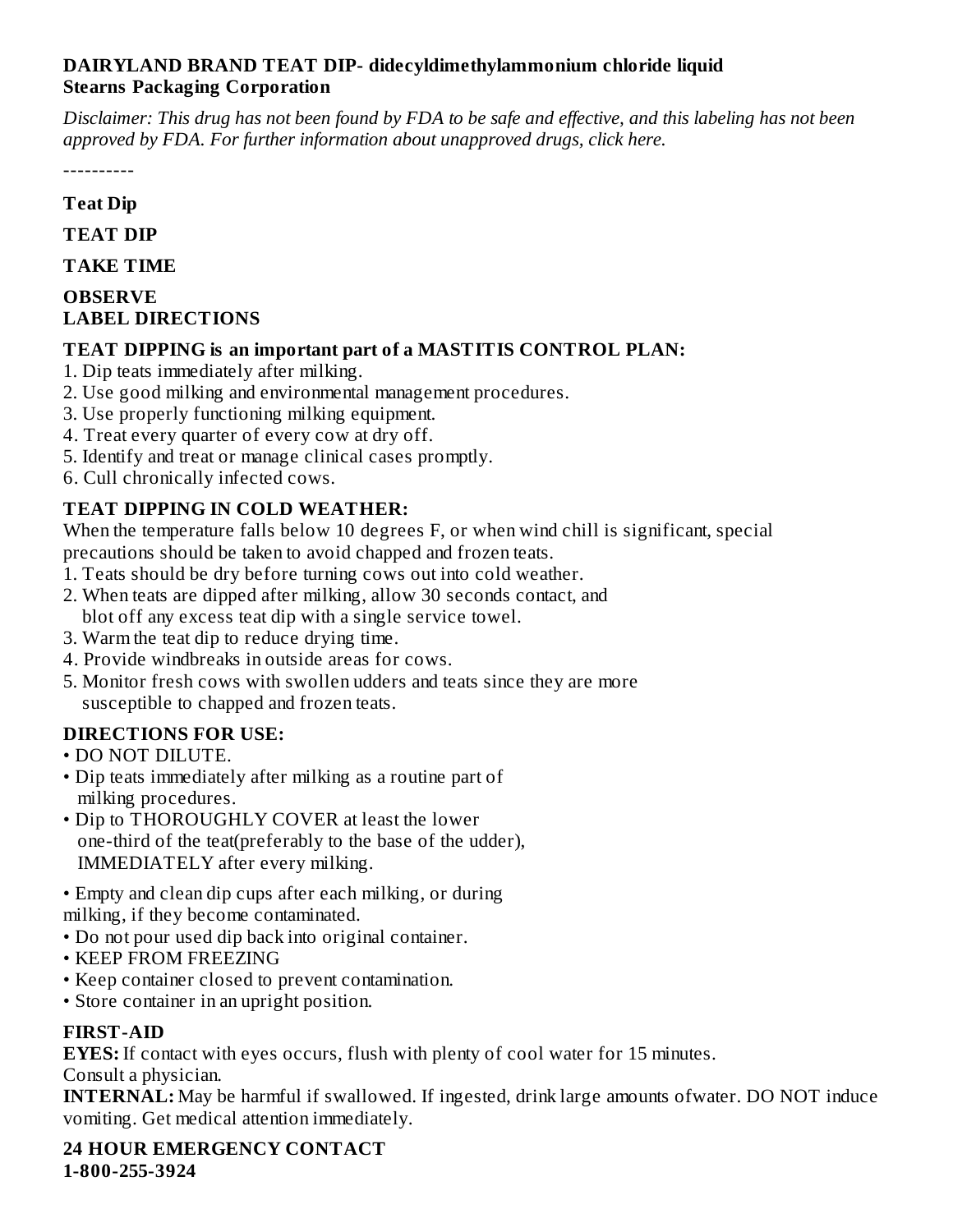**DAIRYLAND BRAND TEAT DIP- didecyldimethylammonium chloride liquid**
**Stearns Packaging Corporation**

*Disclaimer: This drug has not been found by FDA to be safe and effective, and this labeling has not been approved by FDA. For further information about unapproved drugs, click here.*

----------

**Teat Dip**

**TEAT DIP**

**TAKE TIME**

**OBSERVE**
**LABEL DIRECTIONS**

**TEAT DIPPING is an important part of a MASTITIS CONTROL PLAN:**

1. Dip teats immediately after milking.
2. Use good milking and environmental management procedures.
3. Use properly functioning milking equipment.
4. Treat every quarter of every cow at dry off.
5. Identify and treat or manage clinical cases promptly.
6. Cull chronically infected cows.

**TEAT DIPPING IN COLD WEATHER:**

When the temperature falls below 10 degrees F, or when wind chill is significant, special precautions should be taken to avoid chapped and frozen teats.

1. Teats should be dry before turning cows out into cold weather.
2. When teats are dipped after milking, allow 30 seconds contact, and blot off any excess teat dip with a single service towel.
3. Warm the teat dip to reduce drying time.
4. Provide windbreaks in outside areas for cows.
5. Monitor fresh cows with swollen udders and teats since they are more susceptible to chapped and frozen teats.

**DIRECTIONS FOR USE:**

- DO NOT DILUTE.
- Dip teats immediately after milking as a routine part of milking procedures.
- Dip to THOROUGHLY COVER at least the lower one-third of the teat(preferably to the base of the udder), IMMEDIATELY after every milking.
- Empty and clean dip cups after each milking, or during milking, if they become contaminated.
- Do not pour used dip back into original container.
- KEEP FROM FREEZING
- Keep container closed to prevent contamination.
- Store container in an upright position.

**FIRST-AID**

**EYES:** If contact with eyes occurs, flush with plenty of cool water for 15 minutes.
Consult a physician.
**INTERNAL:** May be harmful if swallowed. If ingested, drink large amounts ofwater. DO NOT induce vomiting. Get medical attention immediately.

**24 HOUR EMERGENCY CONTACT**
**1-800-255-3924**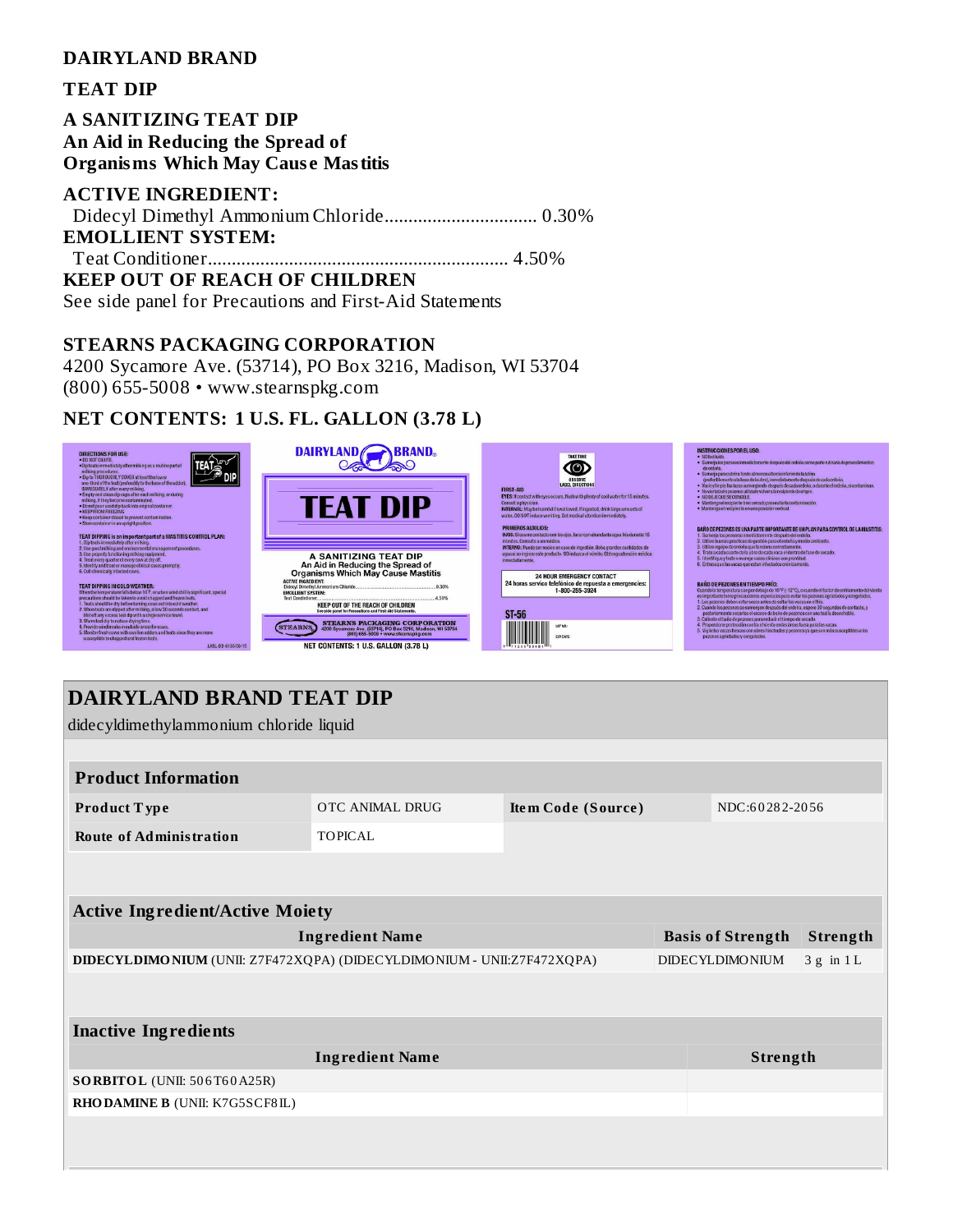**DAIRYLAND BRAND**

**TEAT DIP**

**A SANITIZING TEAT DIP**
**An Aid in Reducing the Spread of Organisms Which May Cause Mastitis**

**ACTIVE INGREDIENT:**
Didecyl Dimethyl Ammonium Chloride................................ 0.30%
**EMOLLIENT SYSTEM:**
Teat Conditioner.............................................................. 4.50%
**KEEP OUT OF REACH OF CHILDREN**
See side panel for Precautions and First-Aid Statements

**STEARNS PACKAGING CORPORATION**
4200 Sycamore Ave. (53714), PO Box 3216, Madison, WI 53704
(800) 655-5008 • www.stearnspkg.com

**NET CONTENTS: 1 U.S. FL. GALLON (3.78 L)**

## DAIRYLAND BRAND TEAT DIP

didecyldimethylammonium chloride liquid

| Product Information | | | |
|---|---|---|---|
| **Product Type** | OTC ANIMAL DRUG | **Item Code (Source)** | NDC:60282-2056 |
| **Route of Administration** | TOPICAL | | |

| Active Ingredient/Active Moiety | | |
|---|---|---|
| **Ingredient Name** | **Basis of Strength** | **Strength** |
| **DIDECYLDIMONIUM** (UNII: Z7F472XQPA) (DIDECYLDIMONIUM - UNII:Z7F472XQPA) | DIDECYLDIMONIUM | 3 g in 1 L |

| Inactive Ingredients | |
|---|---|
| **Ingredient Name** | **Strength** |
| **SORBITOL** (UNII: 506T60A25R) | |
| **RHODAMINE B** (UNII: K7G5SCF8IL) | |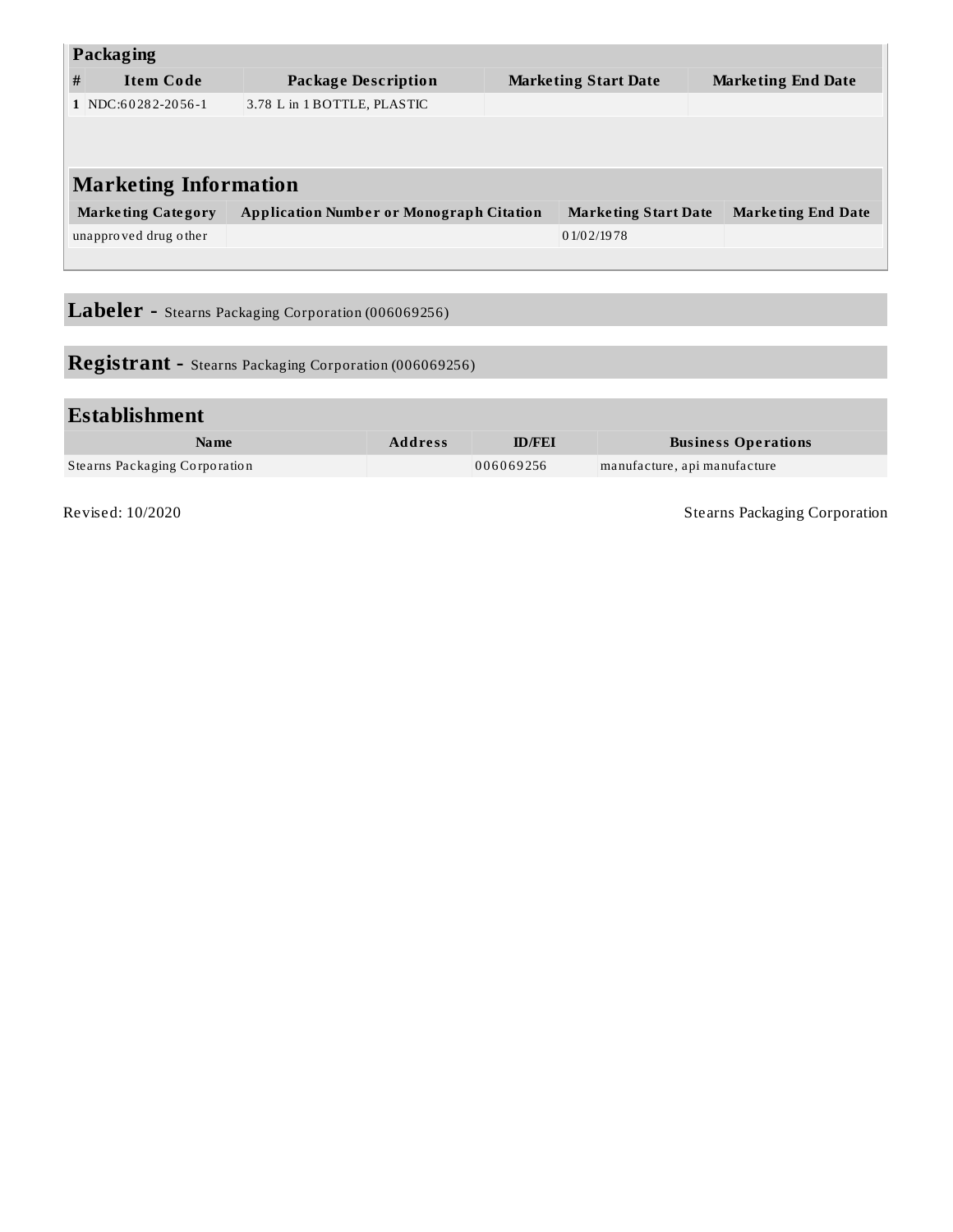### Packaging

| # | Item Code | Package Description | Marketing Start Date | Marketing End Date |
|---|---|---|---|---|
| 1 | NDC:60282-2056-1 | 3.78 L in 1 BOTTLE, PLASTIC | | |

## Marketing Information

| Marketing Category | Application Number or Monograph Citation | Marketing Start Date | Marketing End Date |
|---|---|---|---|
| unapproved drug other | | 01/02/1978 | |

## Labeler - Stearns Packaging Corporation (006069256)

## Registrant - Stearns Packaging Corporation (006069256)

## Establishment

| Name | Address | ID/FEI | Business Operations |
|---|---|---|---|
| Stearns Packaging Corporation | | 006069256 | manufacture, api manufacture |

Revised: 10/2020

Stearns Packaging Corporation